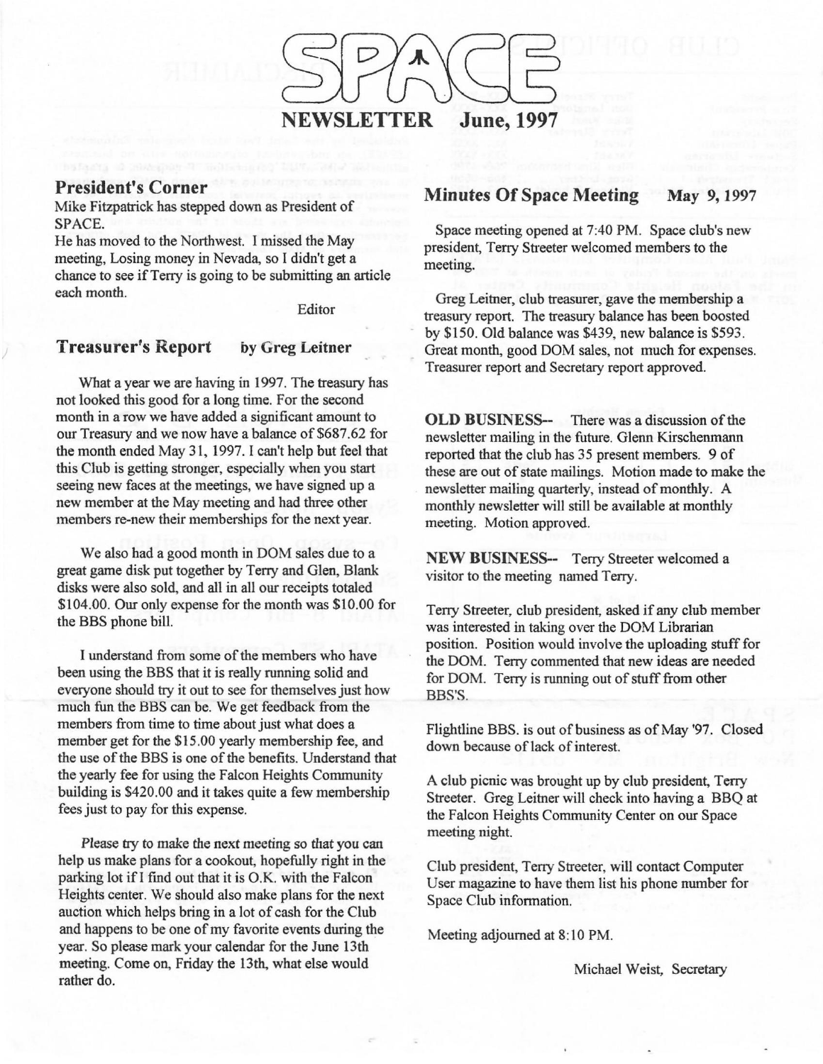# SPACE NEWSLETTER June, 1997

## President's Corner

Mike Fitzpatrick has stepped down as President of SPACE.

He has moved to the Northwest. I missed the May meeting, Losing money in Nevada, so I didn't get a chance to see if Terry is going to be submitting an article each month.

Editor

## Treasurer's Report by Greg Leitner

What a year we are having in 1997. The treasury has not looked this good for a long time. For the second month in a row we have added a significant amount to our Treasury and we now have a balance of $687.62 for the month ended May 31, 1997. I can't help but feel that this Club is getting stronger, especially when you start seeing new faces at the meetings, we have signed up a new member at the May meeting and had three other members re-new their memberships for the next year.

We also had a good month in DOM sales due to a great game disk put together by Terry and Glen, Blank disks were also sold, and all in all our receipts totaled $104.00. Our only expense for the month was $10.00 for the BBS phone bill.

I understand from some of the members who have been using the BBS that it is really running solid and everyone should try it out to see for themselves just how much fun the BBS can be. We get feedback from the members from time to time about just what does a member get for the $15.00 yearly membership fee, and the use of the BBS is one of the benefits. Understand that the yearly fee for using the Falcon Heights Community building is $420.00 and it takes quite a few membership fees just to pay for this expense.

Please try to make the next meeting so that you can help us make plans for a cookout, hopefully right in the parking lot if I find out that it is O.K. with the Falcon Heights center. We should also make plans for the next auction which helps bring in a lot of cash for the Club and happens to be one of my favorite events during the year. So please mark your calendar for the June 13th meeting. Come on, Friday the 13th, what else would rather do.

## Minutes Of Space Meeting May 9, 1997

Space meeting opened at 7:40 PM. Space club's new president, Terry Streeter welcomed members to the meeting.

Greg Leitner, club treasurer, gave the membership a treasury report. The treasury balance has been boosted by $150. Old balance was $439, new balance is $593. Great month, good DOM sales, not much for expenses. Treasurer report and Secretary report approved.

**OLD BUSINESS--** There was a discussion of the newsletter mailing in the future. Glenn Kirschenmann reported that the club has 35 present members. 9 of these are out of state mailings. Motion made to make the newsletter mailing quarterly, instead of monthly. A monthly newsletter will still be available at monthly meeting. Motion approved.

**NEW BUSINESS--** Terry Streeter welcomed a visitor to the meeting named Terry.

Terry Streeter, club president, asked if any club member was interested in taking over the DOM Librarian position. Position would involve the uploading stuff for the DOM. Terry commented that new ideas are needed for DOM. Terry is running out of stuff from other BBS'S.

Flightline BBS. is out of business as of May '97. Closed down because of lack of interest.

A club picnic was brought up by club president, Terry Streeter. Greg Leitner will check into having a BBQ at the Falcon Heights Community Center on our Space meeting night.

Club president, Terry Streeter, will contact Computer User magazine to have them list his phone number for Space Club information.

Meeting adjourned at 8:10 PM.

Michael Weist, Secretary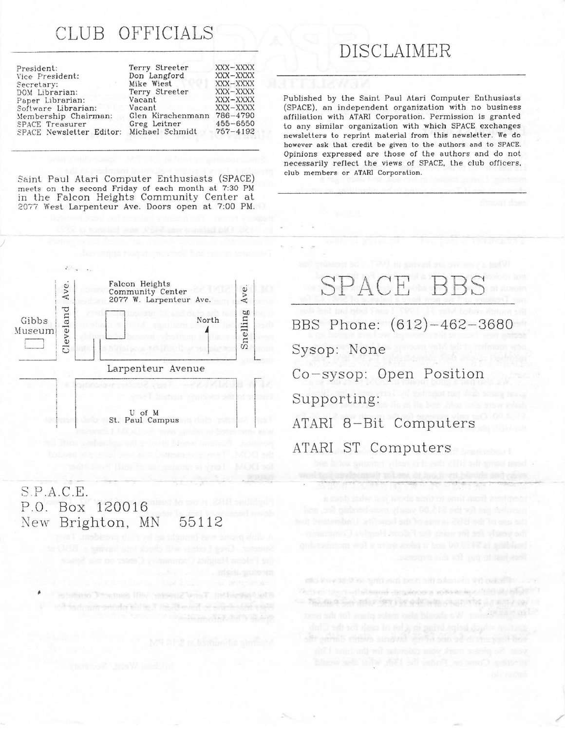# CLUB OFFICIALS

| | | |
|---|---|---|
| President: | Terry Streeter | XXX-XXXX |
| Vice President: | Don Langford | XXX-XXXX |
| Secretary: | Mike Wiest | XXX-XXXX |
| DOM Librarian: | Terry Streeter | XXX-XXXX |
| Paper Librarian: | Vacant | XXX-XXXX |
| Software Librarian: | Vacant | XXX-XXXX |
| Membership Chairman: | Glen Kirschenmann | 786-4790 |
| SPACE Treasurer | Greg Leitner | 455-6550 |
| SPACE Newsletter Editor: | Michael Schmidt | 757-4192 |

Saint Paul Atari Computer Enthusiasts (SPACE) meets on the second Friday of each month at 7:30 PM in the Falcon Heights Community Center at 2077 West Larpenteur Ave. Doors open at 7:00 PM.

Falcon Heights Community Center 2077 W. Larpenteur Ave.

Gibbs Museum

Cleveland Ave.

Snelling Ave.

North

Larpenteur Avenue

U of M St. Paul Campus

S.P.A.C.E.
P.O. Box 120016
New Brighton, MN 55112

# DISCLAIMER

Published by the Saint Paul Atari Computer Enthusiasts (SPACE), an independent organization with no business affiliation with ATARI Corporation. Permission is granted to any similar organization with which SPACE exchanges newsletters to reprint material from this newsletter. We do however ask that credit be given to the authors and to SPACE. Opinions expressed are those of the authors and do not necessarily reflect the views of SPACE, the club officers, club members or ATARI Corporation.

# SPACE BBS

BBS Phone: (612)-462-3680

Sysop: None

Co-sysop: Open Position

Supporting:

ATARI 8-Bit Computers

ATARI ST Computers